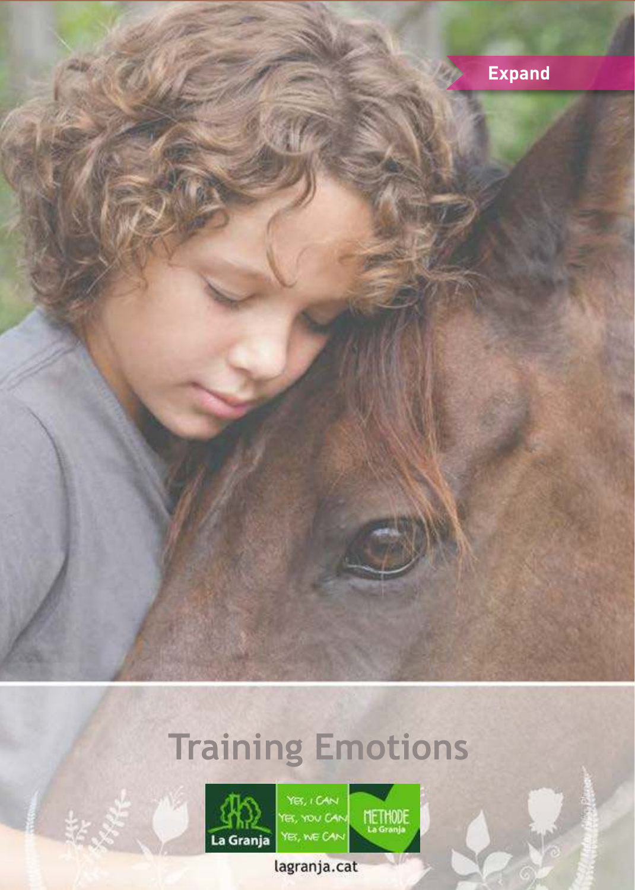Expand

# Training Emotions

La Granja

YES, I CAN
YES, YOU CAN
YES, WE CAN

METHODE La Granja

lagranja.cat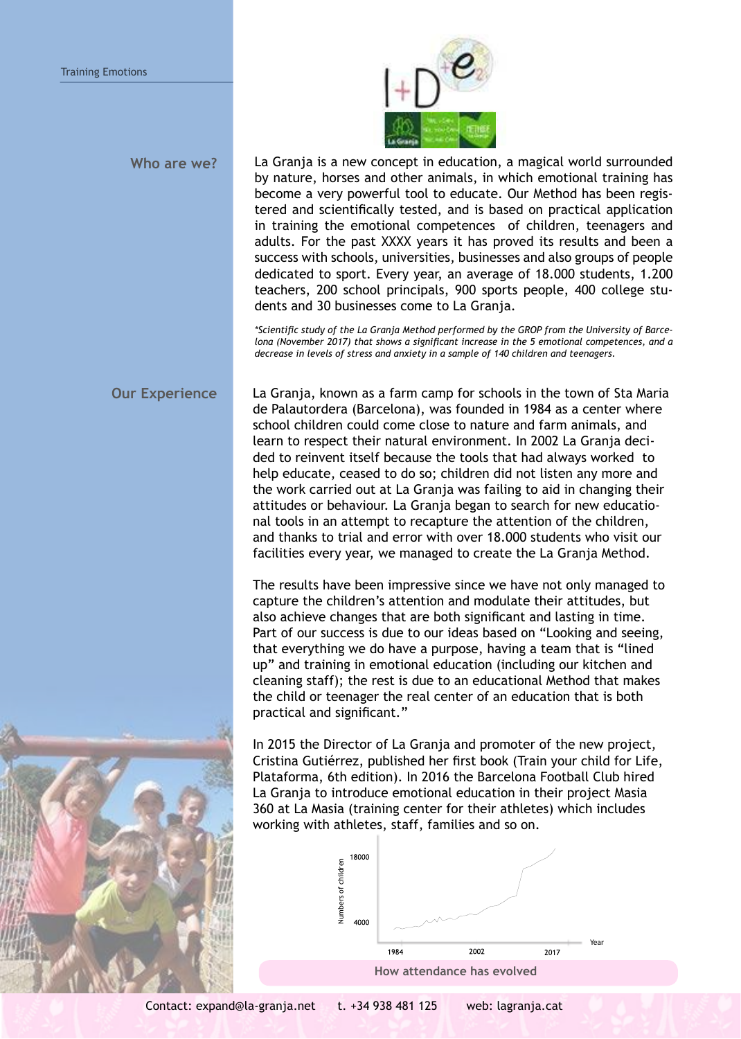## Who are we?

La Granja is a new concept in education, a magical world surrounded by nature, horses and other animals, in which emotional training has become a very powerful tool to educate. Our Method has been registered and scientifically tested, and is based on practical application in training the emotional competences of children, teenagers and adults. For the past XXXX years it has proved its results and been a success with schools, universities, businesses and also groups of people dedicated to sport. Every year, an average of 18.000 students, 1.200 teachers, 200 school principals, 900 sports people, 400 college students and 30 businesses come to La Granja.

*\*Scientific study of the La Granja Method performed by the GROP from the University of Barcelona (November 2017) that shows a significant increase in the 5 emotional competences, and a decrease in levels of stress and anxiety in a sample of 140 children and teenagers.*

## Our Experience

La Granja, known as a farm camp for schools in the town of Sta Maria de Palautordera (Barcelona), was founded in 1984 as a center where school children could come close to nature and farm animals, and learn to respect their natural environment. In 2002 La Granja decided to reinvent itself because the tools that had always worked to help educate, ceased to do so; children did not listen any more and the work carried out at La Granja was failing to aid in changing their attitudes or behaviour. La Granja began to search for new educational tools in an attempt to recapture the attention of the children, and thanks to trial and error with over 18.000 students who visit our facilities every year, we managed to create the La Granja Method.

The results have been impressive since we have not only managed to capture the children's attention and modulate their attitudes, but also achieve changes that are both significant and lasting in time. Part of our success is due to our ideas based on "Looking and seeing, that everything we do have a purpose, having a team that is "lined up" and training in emotional education (including our kitchen and cleaning staff); the rest is due to an educational Method that makes the child or teenager the real center of an education that is both practical and significant."

In 2015 the Director of La Granja and promoter of the new project, Cristina Gutiérrez, published her first book (Train your child for Life, Plataforma, 6th edition). In 2016 the Barcelona Football Club hired La Granja to introduce emotional education in their project Masia 360 at La Masia (training center for their athletes) which includes working with athletes, staff, families and so on.

How attendance has evolved

Contact: expand@la-granja.net t. +34 938 481 125 web: lagranja.cat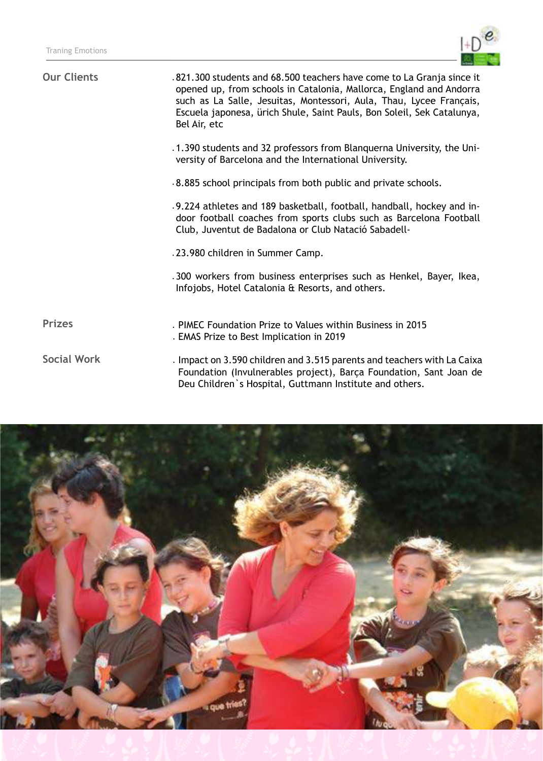## Our Clients

- 821.300 students and 68.500 teachers have come to La Granja since it opened up, from schools in Catalonia, Mallorca, England and Andorra such as La Salle, Jesuitas, Montessori, Aula, Thau, Lycee Français, Escuela japonesa, ürich Shule, Saint Pauls, Bon Soleil, Sek Catalunya, Bel Air, etc
- 1.390 students and 32 professors from Blanquerna University, the University of Barcelona and the International University.
- 8.885 school principals from both public and private schools.
- 9.224 athletes and 189 basketball, football, handball, hockey and indoor football coaches from sports clubs such as Barcelona Football Club, Juventut de Badalona or Club Natació Sabadell-
- 23.980 children in Summer Camp.
- 300 workers from business enterprises such as Henkel, Bayer, Ikea, Infojobs, Hotel Catalonia & Resorts, and others.

## Prizes

- PIMEC Foundation Prize to Values within Business in 2015
- EMAS Prize to Best Implication in 2019

## Social Work

- Impact on 3.590 children and 3.515 parents and teachers with La Caixa Foundation (Invulnerables project), Barça Foundation, Sant Joan de Deu Children`s Hospital, Guttmann Institute and others.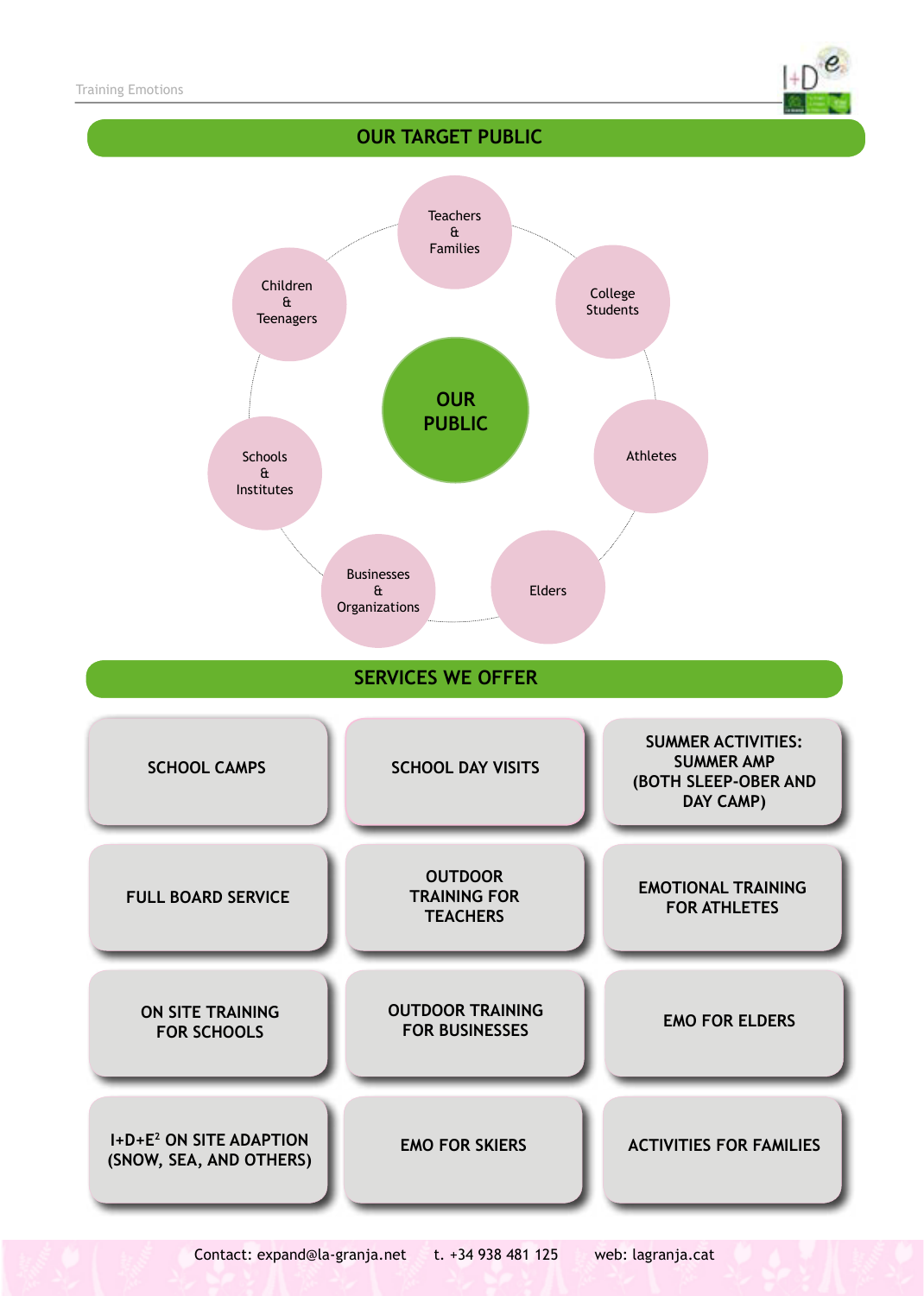## OUR TARGET PUBLIC

**OUR PUBLIC**

- Teachers & Families
- College Students
- Athletes
- Elders
- Businesses & Organizations
- Schools & Institutes
- Children & Teenagers

## SERVICES WE OFFER

| | | |
|---|---|---|
| SCHOOL CAMPS | SCHOOL DAY VISITS | SUMMER ACTIVITIES: SUMMER AMP (BOTH SLEEP-OBER AND DAY CAMP) |
| FULL BOARD SERVICE | OUTDOOR TRAINING FOR TEACHERS | EMOTIONAL TRAINING FOR ATHLETES |
| ON SITE TRAINING FOR SCHOOLS | OUTDOOR TRAINING FOR BUSINESSES | EMO FOR ELDERS |
| I+D+E² ON SITE ADAPTION (SNOW, SEA, AND OTHERS) | EMO FOR SKIERS | ACTIVITIES FOR FAMILIES |

Contact: expand@la-granja.net   t. +34 938 481 125   web: lagranja.cat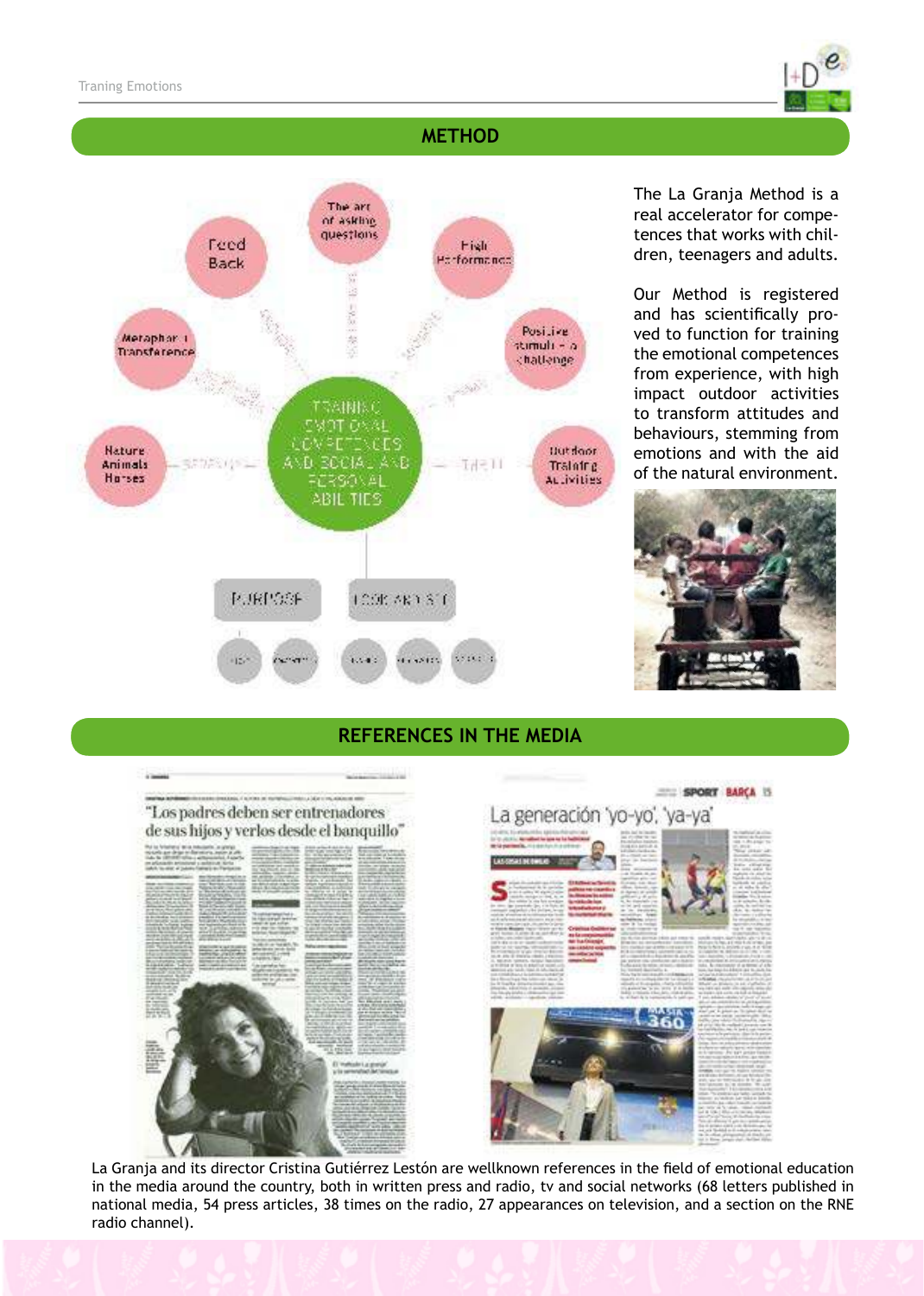## METHOD

The La Granja Method is a real accelerator for competences that works with children, teenagers and adults.

Our Method is registered and has scientifically proved to function for training the emotional competences from experience, with high impact outdoor activities to transform attitudes and behaviours, stemming from emotions and with the aid of the natural environment.

## REFERENCES IN THE MEDIA

La Granja and its director Cristina Gutiérrez Lestón are wellknown references in the field of emotional education in the media around the country, both in written press and radio, tv and social networks (68 letters published in national media, 54 press articles, 38 times on the radio, 27 appearances on television, and a section on the RNE radio channel).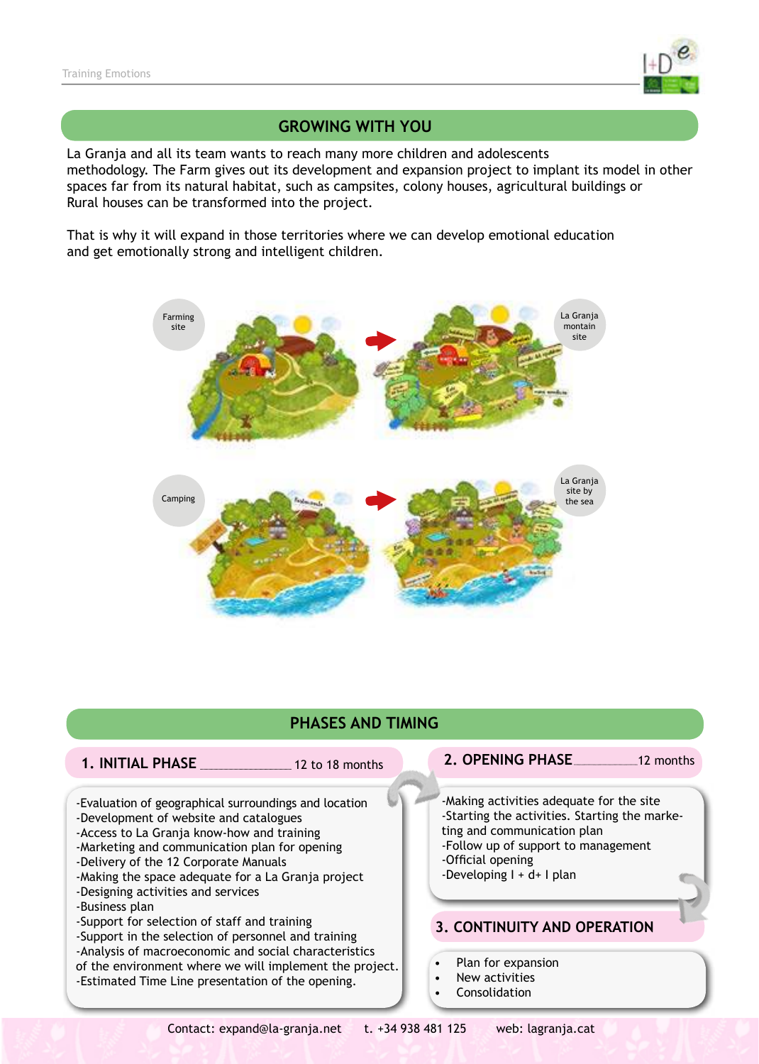## GROWING WITH YOU

La Granja and all its team wants to reach many more children and adolescents methodology. The Farm gives out its development and expansion project to implant its model in other spaces far from its natural habitat, such as campsites, colony houses, agricultural buildings or Rural houses can be transformed into the project.

That is why it will expand in those territories where we can develop emotional education and get emotionally strong and intelligent children.

Farming site → La Granja montain site

Camping → La Granja site by the sea

## PHASES AND TIMING

### 1. INITIAL PHASE ______________ 12 to 18 months

- -Evaluation of geographical surroundings and location
- -Development of website and catalogues
- -Access to La Granja know-how and training
- -Marketing and communication plan for opening
- -Delivery of the 12 Corporate Manuals
- -Making the space adequate for a La Granja project
- -Designing activities and services
- -Business plan
- -Support for selection of staff and training
- -Support in the selection of personnel and training
- -Analysis of macroeconomic and social characteristics of the environment where we will implement the project.
- -Estimated Time Line presentation of the opening.

### 2. OPENING PHASE __________ 12 months

- -Making activities adequate for the site
- -Starting the activities. Starting the marketing and communication plan
- -Follow up of support to management
- -Official opening
- -Developing I + d+ I plan

### 3. CONTINUITY AND OPERATION

- Plan for expansion
- New activities
- Consolidation

Contact: expand@la-granja.net   t. +34 938 481 125   web: lagranja.cat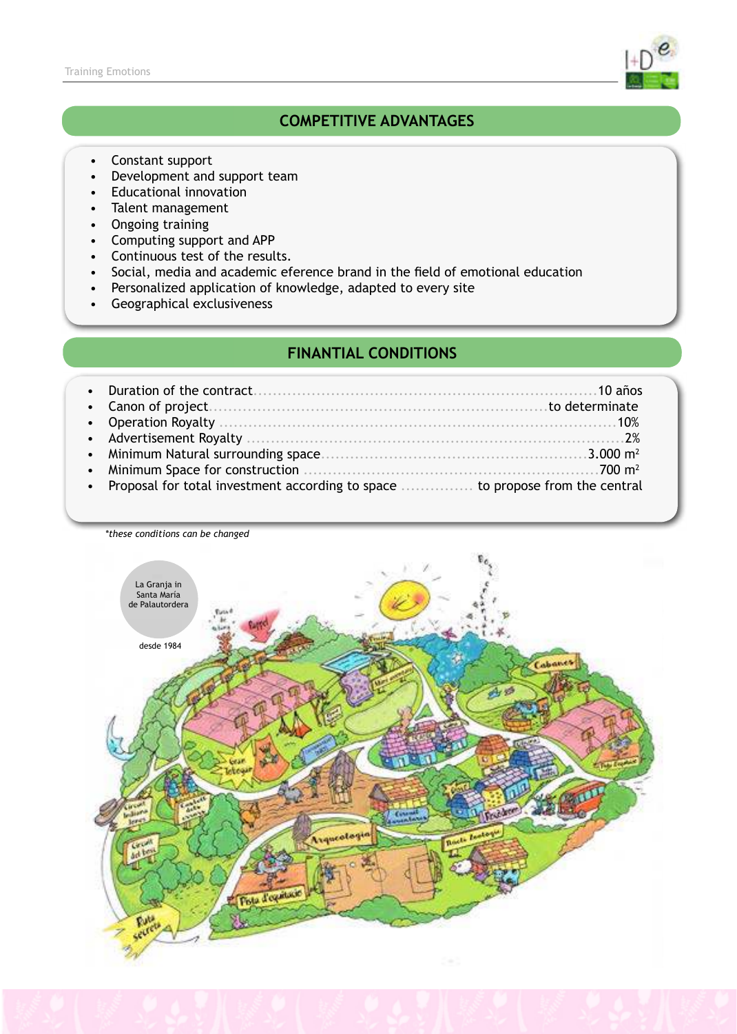## COMPETITIVE ADVANTAGES

- Constant support
- Development and support team
- Educational innovation
- Talent management
- Ongoing training
- Computing support and APP
- Continuous test of the results.
- Social, media and academic eference brand in the field of emotional education
- Personalized application of knowledge, adapted to every site
- Geographical exclusiveness

## FINANTIAL CONDITIONS

- Duration of the contract.......................................................................10 años
- Canon of project.......................................................................to determinate
- Operation Royalty .......................................................................10%
- Advertisement Royalty .......................................................................2%
- Minimum Natural surrounding space.......................................................3.000 m²
- Minimum Space for construction .......................................................700 m²
- Proposal for total investment according to space ............... to propose from the central

*these conditions can be changed*

La Granja in Santa María de Palautordera

desde 1984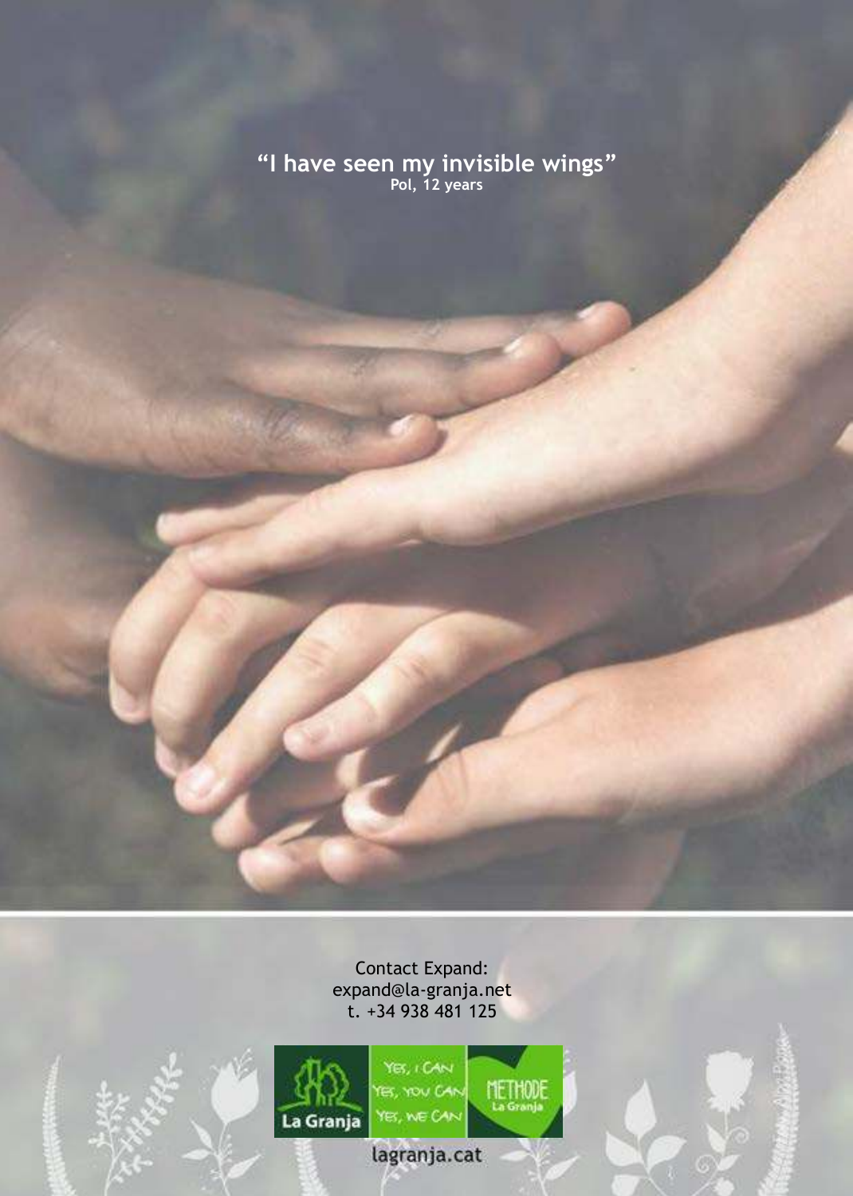**“I have seen my invisible wings”**
**Pol, 12 years**

Contact Expand:
expand@la-granja.net
t. +34 938 481 125

La Granja

YES, I CAN
YES, YOU CAN
YES, WE CAN

METHODE La Granja

lagranja.cat